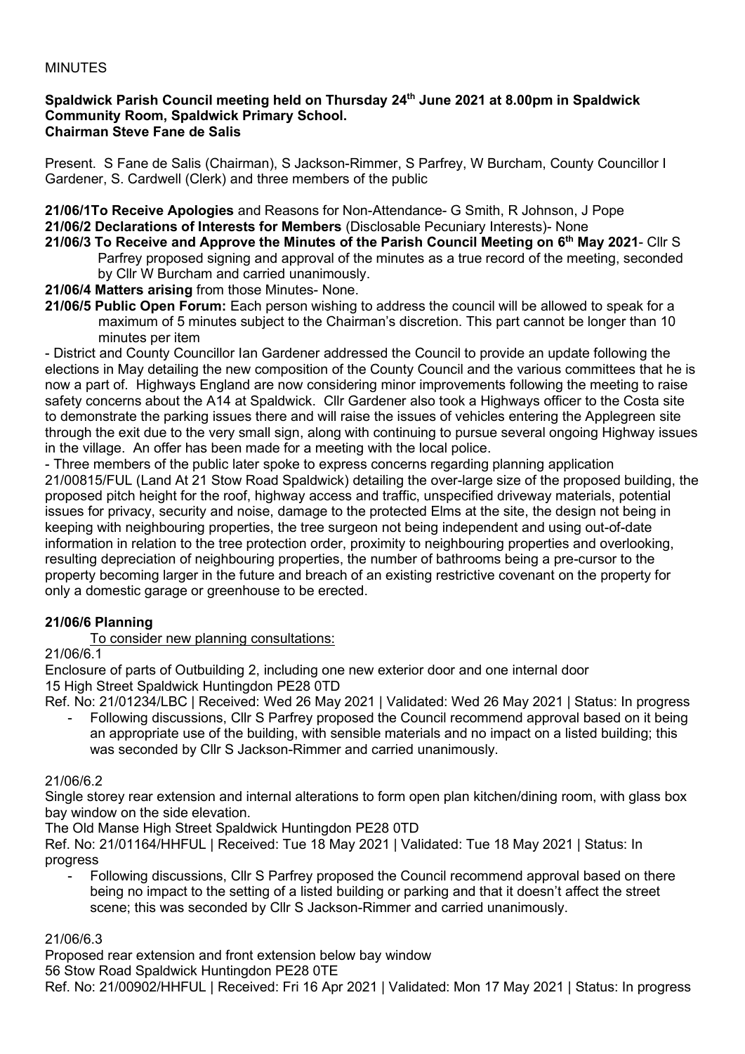MINUTES

**Spaldwick Parish Council meeting held on Thursday 24th June 2021 at 8.00pm in Spaldwick Community Room, Spaldwick Primary School.**
**Chairman Steve Fane de Salis**

Present. S Fane de Salis (Chairman), S Jackson-Rimmer, S Parfrey, W Burcham, County Councillor I Gardener, S. Cardwell (Clerk) and three members of the public

**21/06/1To Receive Apologies** and Reasons for Non-Attendance- G Smith, R Johnson, J Pope

**21/06/2 Declarations of Interests for Members** (Disclosable Pecuniary Interests)- None

**21/06/3 To Receive and Approve the Minutes of the Parish Council Meeting on 6th May 2021**- Cllr S Parfrey proposed signing and approval of the minutes as a true record of the meeting, seconded by Cllr W Burcham and carried unanimously.

**21/06/4 Matters arising** from those Minutes- None.

**21/06/5 Public Open Forum:** Each person wishing to address the council will be allowed to speak for a maximum of 5 minutes subject to the Chairman's discretion. This part cannot be longer than 10 minutes per item

- District and County Councillor Ian Gardener addressed the Council to provide an update following the elections in May detailing the new composition of the County Council and the various committees that he is now a part of. Highways England are now considering minor improvements following the meeting to raise safety concerns about the A14 at Spaldwick. Cllr Gardener also took a Highways officer to the Costa site to demonstrate the parking issues there and will raise the issues of vehicles entering the Applegreen site through the exit due to the very small sign, along with continuing to pursue several ongoing Highway issues in the village. An offer has been made for a meeting with the local police.

- Three members of the public later spoke to express concerns regarding planning application 21/00815/FUL (Land At 21 Stow Road Spaldwick) detailing the over-large size of the proposed building, the proposed pitch height for the roof, highway access and traffic, unspecified driveway materials, potential issues for privacy, security and noise, damage to the protected Elms at the site, the design not being in keeping with neighbouring properties, the tree surgeon not being independent and using out-of-date information in relation to the tree protection order, proximity to neighbouring properties and overlooking, resulting depreciation of neighbouring properties, the number of bathrooms being a pre-cursor to the property becoming larger in the future and breach of an existing restrictive covenant on the property for only a domestic garage or greenhouse to be erected.

**21/06/6 Planning**

To consider new planning consultations:

21/06/6.1

Enclosure of parts of Outbuilding 2, including one new exterior door and one internal door
15 High Street Spaldwick Huntingdon PE28 0TD
Ref. No: 21/01234/LBC | Received: Wed 26 May 2021 | Validated: Wed 26 May 2021 | Status: In progress

- Following discussions, Cllr S Parfrey proposed the Council recommend approval based on it being an appropriate use of the building, with sensible materials and no impact on a listed building; this was seconded by Cllr S Jackson-Rimmer and carried unanimously.

21/06/6.2

Single storey rear extension and internal alterations to form open plan kitchen/dining room, with glass box bay window on the side elevation.
The Old Manse High Street Spaldwick Huntingdon PE28 0TD
Ref. No: 21/01164/HHFUL | Received: Tue 18 May 2021 | Validated: Tue 18 May 2021 | Status: In progress

- Following discussions, Cllr S Parfrey proposed the Council recommend approval based on there being no impact to the setting of a listed building or parking and that it doesn't affect the street scene; this was seconded by Cllr S Jackson-Rimmer and carried unanimously.

21/06/6.3

Proposed rear extension and front extension below bay window
56 Stow Road Spaldwick Huntingdon PE28 0TE
Ref. No: 21/00902/HHFUL | Received: Fri 16 Apr 2021 | Validated: Mon 17 May 2021 | Status: In progress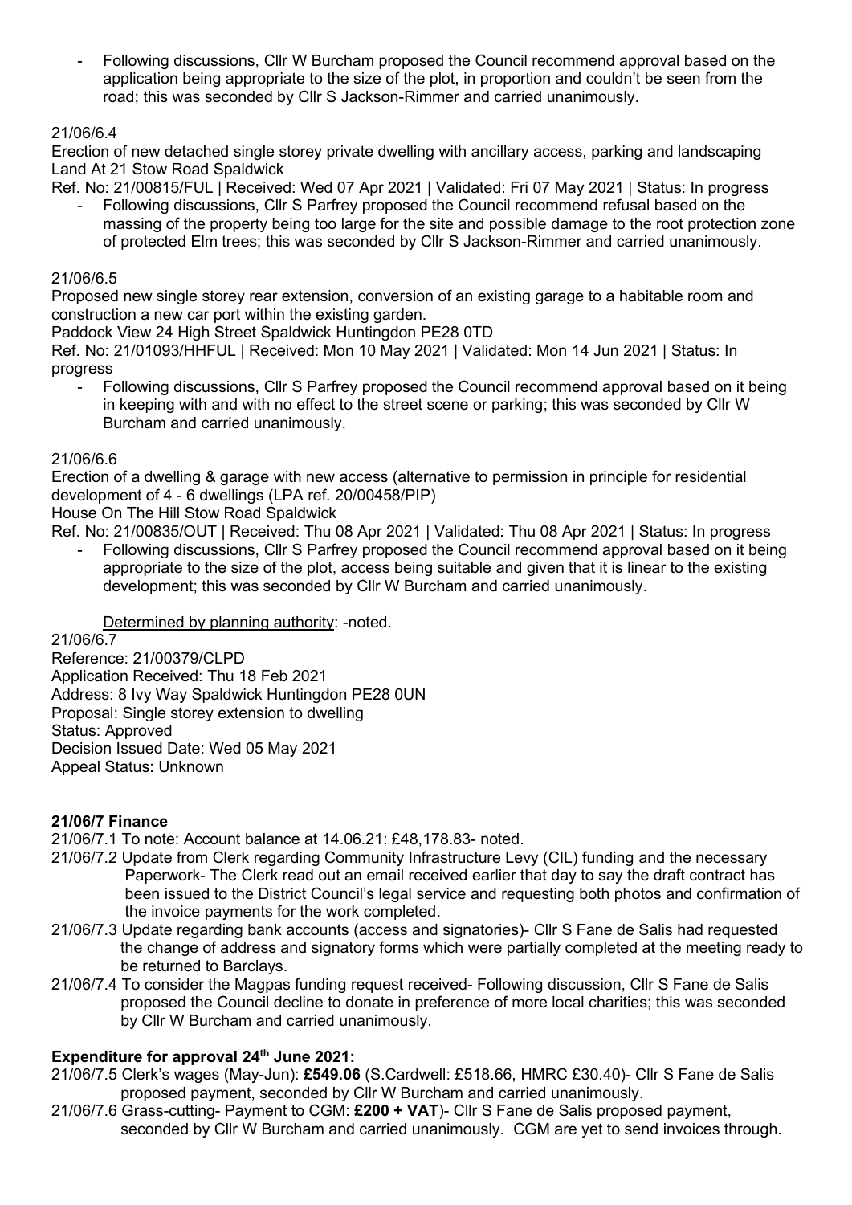- Following discussions, Cllr W Burcham proposed the Council recommend approval based on the application being appropriate to the size of the plot, in proportion and couldn't be seen from the road; this was seconded by Cllr S Jackson-Rimmer and carried unanimously.

21/06/6.4

Erection of new detached single storey private dwelling with ancillary access, parking and landscaping Land At 21 Stow Road Spaldwick

Ref. No: 21/00815/FUL | Received: Wed 07 Apr 2021 | Validated: Fri 07 May 2021 | Status: In progress

- Following discussions, Cllr S Parfrey proposed the Council recommend refusal based on the massing of the property being too large for the site and possible damage to the root protection zone of protected Elm trees; this was seconded by Cllr S Jackson-Rimmer and carried unanimously.

21/06/6.5

Proposed new single storey rear extension, conversion of an existing garage to a habitable room and construction a new car port within the existing garden.

Paddock View 24 High Street Spaldwick Huntingdon PE28 0TD

Ref. No: 21/01093/HHFUL | Received: Mon 10 May 2021 | Validated: Mon 14 Jun 2021 | Status: In progress

- Following discussions, Cllr S Parfrey proposed the Council recommend approval based on it being in keeping with and with no effect to the street scene or parking; this was seconded by Cllr W Burcham and carried unanimously.

21/06/6.6

Erection of a dwelling & garage with new access (alternative to permission in principle for residential development of 4 - 6 dwellings (LPA ref. 20/00458/PIP)

House On The Hill Stow Road Spaldwick

Ref. No: 21/00835/OUT | Received: Thu 08 Apr 2021 | Validated: Thu 08 Apr 2021 | Status: In progress

- Following discussions, Cllr S Parfrey proposed the Council recommend approval based on it being appropriate to the size of the plot, access being suitable and given that it is linear to the existing development; this was seconded by Cllr W Burcham and carried unanimously.

Determined by planning authority: -noted.

21/06/6.7

Reference: 21/00379/CLPD

Application Received: Thu 18 Feb 2021

Address: 8 Ivy Way Spaldwick Huntingdon PE28 0UN

Proposal: Single storey extension to dwelling

Status: Approved

Decision Issued Date: Wed 05 May 2021

Appeal Status: Unknown

**21/06/7 Finance**

21/06/7.1 To note: Account balance at 14.06.21: £48,178.83- noted.

21/06/7.2 Update from Clerk regarding Community Infrastructure Levy (CIL) funding and the necessary Paperwork- The Clerk read out an email received earlier that day to say the draft contract has been issued to the District Council's legal service and requesting both photos and confirmation of the invoice payments for the work completed.

21/06/7.3 Update regarding bank accounts (access and signatories)- Cllr S Fane de Salis had requested the change of address and signatory forms which were partially completed at the meeting ready to be returned to Barclays.

21/06/7.4 To consider the Magpas funding request received- Following discussion, Cllr S Fane de Salis proposed the Council decline to donate in preference of more local charities; this was seconded by Cllr W Burcham and carried unanimously.

**Expenditure for approval 24th June 2021:**

21/06/7.5 Clerk's wages (May-Jun): **£549.06** (S.Cardwell: £518.66, HMRC £30.40)- Cllr S Fane de Salis proposed payment, seconded by Cllr W Burcham and carried unanimously.

21/06/7.6 Grass-cutting- Payment to CGM: **£200 + VAT**)- Cllr S Fane de Salis proposed payment, seconded by Cllr W Burcham and carried unanimously. CGM are yet to send invoices through.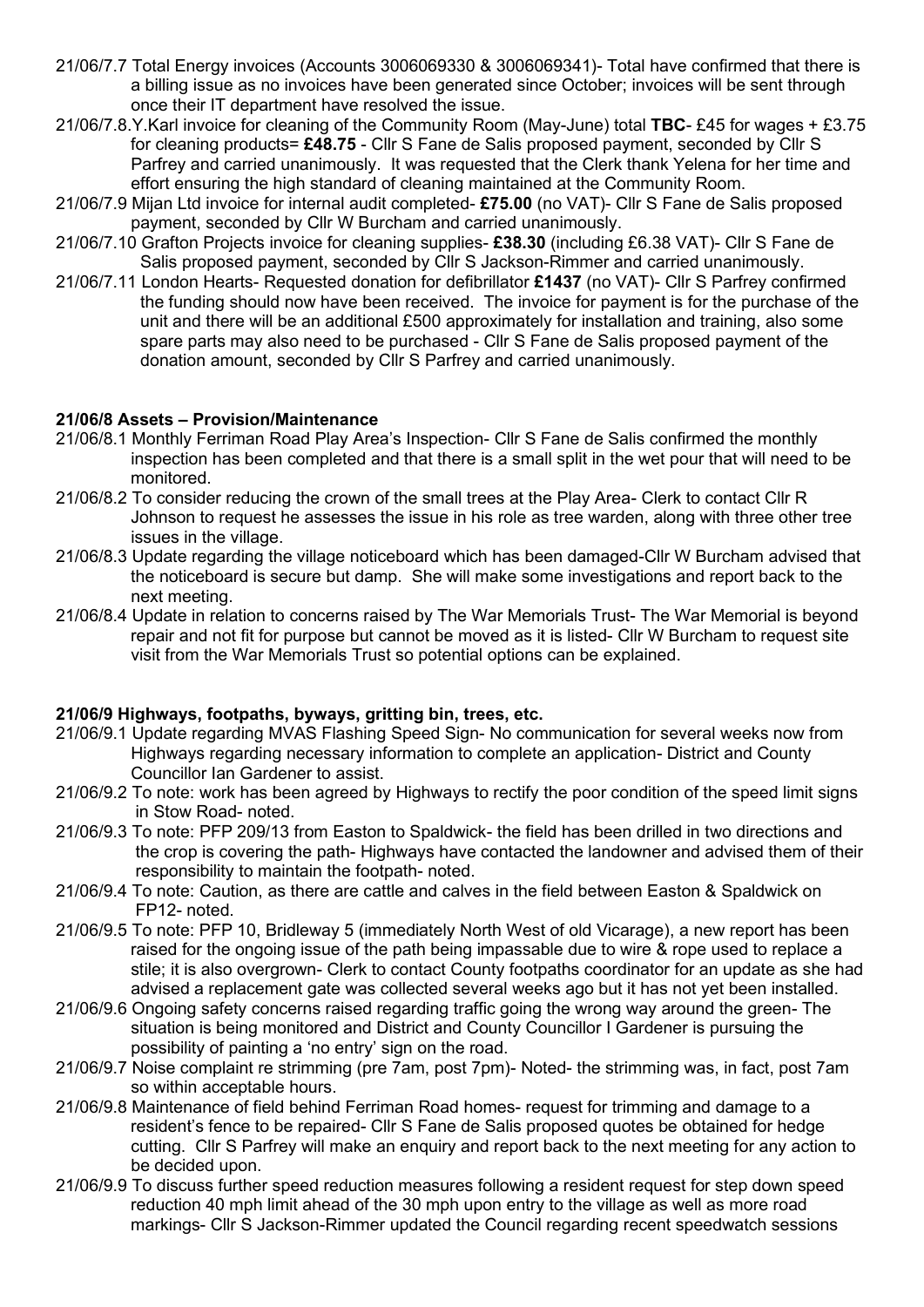21/06/7.7 Total Energy invoices (Accounts 3006069330 & 3006069341)- Total have confirmed that there is a billing issue as no invoices have been generated since October; invoices will be sent through once their IT department have resolved the issue.

21/06/7.8.Y.Karl invoice for cleaning of the Community Room (May-June) total **TBC**- £45 for wages + £3.75 for cleaning products= **£48.75** - Cllr S Fane de Salis proposed payment, seconded by Cllr S Parfrey and carried unanimously. It was requested that the Clerk thank Yelena for her time and effort ensuring the high standard of cleaning maintained at the Community Room.

21/06/7.9 Mijan Ltd invoice for internal audit completed- **£75.00** (no VAT)- Cllr S Fane de Salis proposed payment, seconded by Cllr W Burcham and carried unanimously.

21/06/7.10 Grafton Projects invoice for cleaning supplies- **£38.30** (including £6.38 VAT)- Cllr S Fane de Salis proposed payment, seconded by Cllr S Jackson-Rimmer and carried unanimously.

21/06/7.11 London Hearts- Requested donation for defibrillator **£1437** (no VAT)- Cllr S Parfrey confirmed the funding should now have been received. The invoice for payment is for the purchase of the unit and there will be an additional £500 approximately for installation and training, also some spare parts may also need to be purchased - Cllr S Fane de Salis proposed payment of the donation amount, seconded by Cllr S Parfrey and carried unanimously.

**21/06/8 Assets – Provision/Maintenance**

21/06/8.1 Monthly Ferriman Road Play Area's Inspection- Cllr S Fane de Salis confirmed the monthly inspection has been completed and that there is a small split in the wet pour that will need to be monitored.

21/06/8.2 To consider reducing the crown of the small trees at the Play Area- Clerk to contact Cllr R Johnson to request he assesses the issue in his role as tree warden, along with three other tree issues in the village.

21/06/8.3 Update regarding the village noticeboard which has been damaged-Cllr W Burcham advised that the noticeboard is secure but damp. She will make some investigations and report back to the next meeting.

21/06/8.4 Update in relation to concerns raised by The War Memorials Trust- The War Memorial is beyond repair and not fit for purpose but cannot be moved as it is listed- Cllr W Burcham to request site visit from the War Memorials Trust so potential options can be explained.

**21/06/9 Highways, footpaths, byways, gritting bin, trees, etc.**

21/06/9.1 Update regarding MVAS Flashing Speed Sign- No communication for several weeks now from Highways regarding necessary information to complete an application- District and County Councillor Ian Gardener to assist.

21/06/9.2 To note: work has been agreed by Highways to rectify the poor condition of the speed limit signs in Stow Road- noted.

21/06/9.3 To note: PFP 209/13 from Easton to Spaldwick- the field has been drilled in two directions and the crop is covering the path- Highways have contacted the landowner and advised them of their responsibility to maintain the footpath- noted.

21/06/9.4 To note: Caution, as there are cattle and calves in the field between Easton & Spaldwick on FP12- noted.

21/06/9.5 To note: PFP 10, Bridleway 5 (immediately North West of old Vicarage), a new report has been raised for the ongoing issue of the path being impassable due to wire & rope used to replace a stile; it is also overgrown- Clerk to contact County footpaths coordinator for an update as she had advised a replacement gate was collected several weeks ago but it has not yet been installed.

21/06/9.6 Ongoing safety concerns raised regarding traffic going the wrong way around the green- The situation is being monitored and District and County Councillor I Gardener is pursuing the possibility of painting a 'no entry' sign on the road.

21/06/9.7 Noise complaint re strimming (pre 7am, post 7pm)- Noted- the strimming was, in fact, post 7am so within acceptable hours.

21/06/9.8 Maintenance of field behind Ferriman Road homes- request for trimming and damage to a resident's fence to be repaired- Cllr S Fane de Salis proposed quotes be obtained for hedge cutting. Cllr S Parfrey will make an enquiry and report back to the next meeting for any action to be decided upon.

21/06/9.9 To discuss further speed reduction measures following a resident request for step down speed reduction 40 mph limit ahead of the 30 mph upon entry to the village as well as more road markings- Cllr S Jackson-Rimmer updated the Council regarding recent speedwatch sessions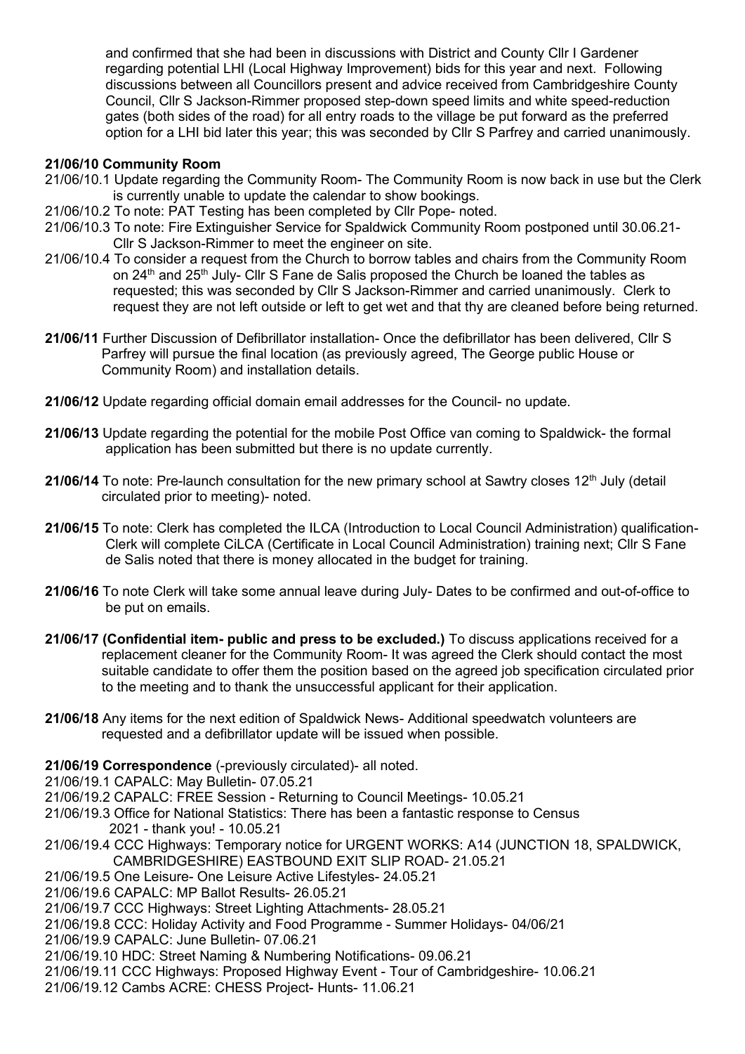and confirmed that she had been in discussions with District and County Cllr I Gardener regarding potential LHI (Local Highway Improvement) bids for this year and next. Following discussions between all Councillors present and advice received from Cambridgeshire County Council, Cllr S Jackson-Rimmer proposed step-down speed limits and white speed-reduction gates (both sides of the road) for all entry roads to the village be put forward as the preferred option for a LHI bid later this year; this was seconded by Cllr S Parfrey and carried unanimously.

**21/06/10 Community Room**

21/06/10.1 Update regarding the Community Room- The Community Room is now back in use but the Clerk is currently unable to update the calendar to show bookings.

21/06/10.2 To note: PAT Testing has been completed by Cllr Pope- noted.

21/06/10.3 To note: Fire Extinguisher Service for Spaldwick Community Room postponed until 30.06.21- Cllr S Jackson-Rimmer to meet the engineer on site.

21/06/10.4 To consider a request from the Church to borrow tables and chairs from the Community Room on 24th and 25th July- Cllr S Fane de Salis proposed the Church be loaned the tables as requested; this was seconded by Cllr S Jackson-Rimmer and carried unanimously. Clerk to request they are not left outside or left to get wet and that thy are cleaned before being returned.

**21/06/11** Further Discussion of Defibrillator installation- Once the defibrillator has been delivered, Cllr S Parfrey will pursue the final location (as previously agreed, The George public House or Community Room) and installation details.

**21/06/12** Update regarding official domain email addresses for the Council- no update.

**21/06/13** Update regarding the potential for the mobile Post Office van coming to Spaldwick- the formal application has been submitted but there is no update currently.

**21/06/14** To note: Pre-launch consultation for the new primary school at Sawtry closes 12th July (detail circulated prior to meeting)- noted.

**21/06/15** To note: Clerk has completed the ILCA (Introduction to Local Council Administration) qualification- Clerk will complete CiLCA (Certificate in Local Council Administration) training next; Cllr S Fane de Salis noted that there is money allocated in the budget for training.

**21/06/16** To note Clerk will take some annual leave during July- Dates to be confirmed and out-of-office to be put on emails.

**21/06/17 (Confidential item- public and press to be excluded.)** To discuss applications received for a replacement cleaner for the Community Room- It was agreed the Clerk should contact the most suitable candidate to offer them the position based on the agreed job specification circulated prior to the meeting and to thank the unsuccessful applicant for their application.

**21/06/18** Any items for the next edition of Spaldwick News- Additional speedwatch volunteers are requested and a defibrillator update will be issued when possible.

**21/06/19 Correspondence** (-previously circulated)- all noted.

21/06/19.1 CAPALC: May Bulletin- 07.05.21

21/06/19.2 CAPALC: FREE Session - Returning to Council Meetings- 10.05.21

21/06/19.3 Office for National Statistics: There has been a fantastic response to Census 2021 - thank you! - 10.05.21

21/06/19.4 CCC Highways: Temporary notice for URGENT WORKS: A14 (JUNCTION 18, SPALDWICK, CAMBRIDGESHIRE) EASTBOUND EXIT SLIP ROAD- 21.05.21

21/06/19.5 One Leisure- One Leisure Active Lifestyles- 24.05.21

21/06/19.6 CAPALC: MP Ballot Results- 26.05.21

21/06/19.7 CCC Highways: Street Lighting Attachments- 28.05.21

21/06/19.8 CCC: Holiday Activity and Food Programme - Summer Holidays- 04/06/21

21/06/19.9 CAPALC: June Bulletin- 07.06.21

21/06/19.10 HDC: Street Naming & Numbering Notifications- 09.06.21

21/06/19.11 CCC Highways: Proposed Highway Event - Tour of Cambridgeshire- 10.06.21

21/06/19.12 Cambs ACRE: CHESS Project- Hunts- 11.06.21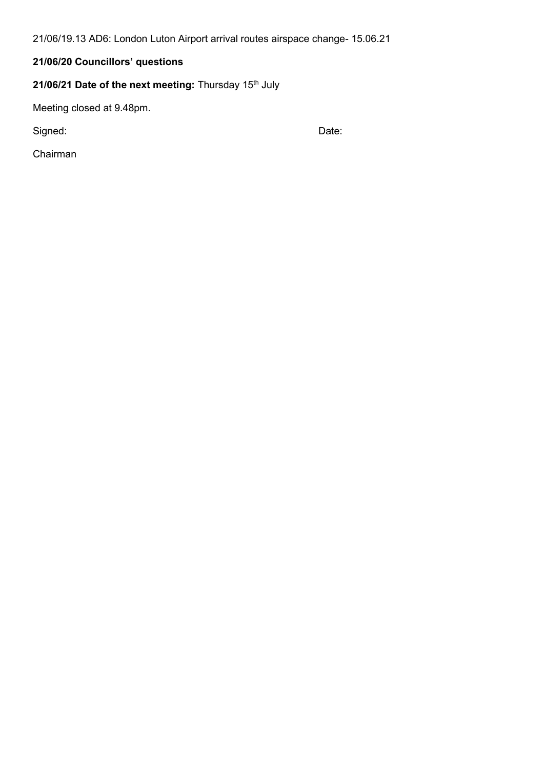21/06/19.13 AD6: London Luton Airport arrival routes airspace change- 15.06.21

**21/06/20 Councillors' questions**

**21/06/21 Date of the next meeting:** Thursday 15th July

Meeting closed at 9.48pm.

Signed: Date:

Chairman